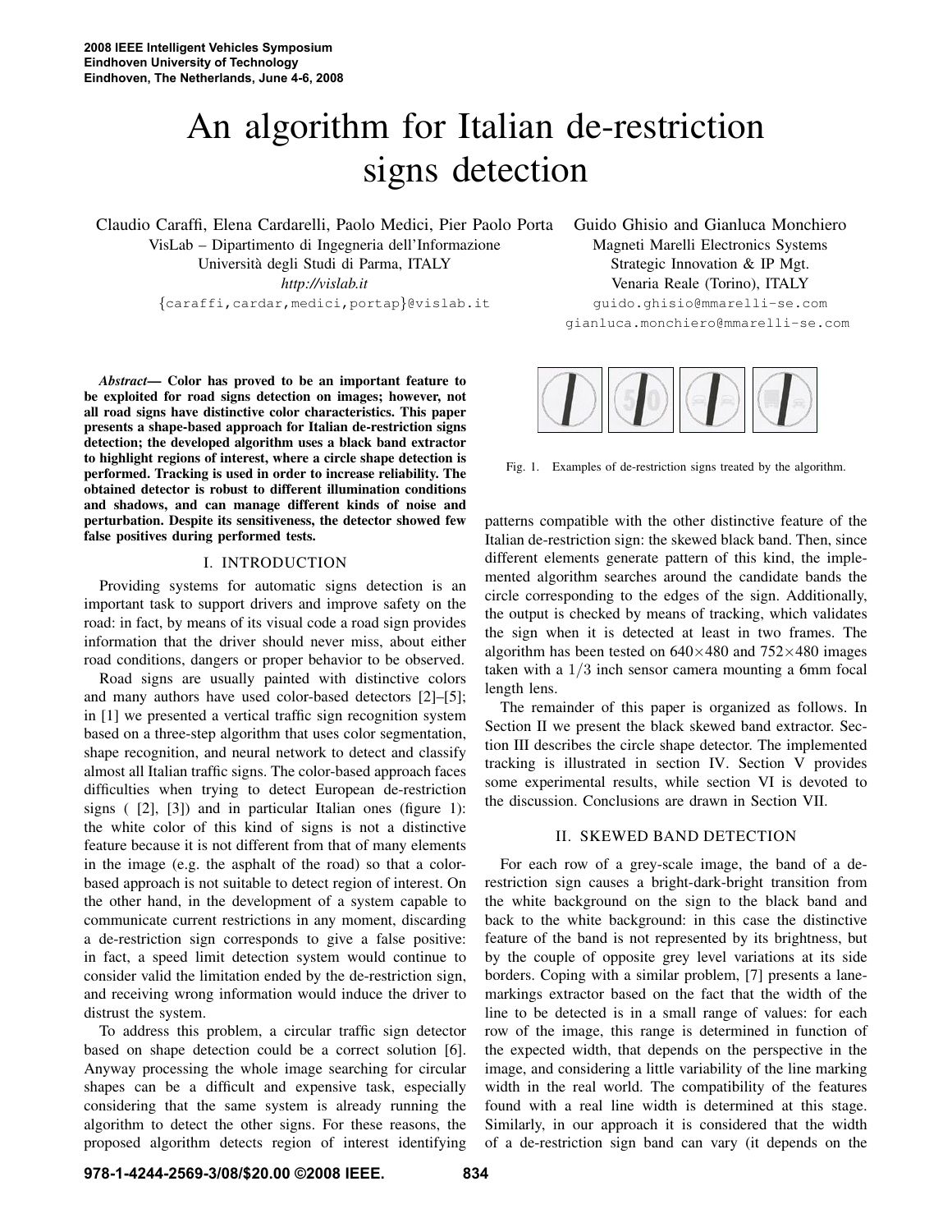# An algorithm for Italian de-restriction signs detection

Claudio Caraffi, Elena Cardarelli, Paolo Medici, Pier Paolo Porta
VisLab – Dipartimento di Ingegneria dell'Informazione
Università degli Studi di Parma, ITALY
*http://vislab.it*
{caraffi,cardar,medici,portap}@vislab.it

Guido Ghisio and Gianluca Monchiero
Magneti Marelli Electronics Systems
Strategic Innovation & IP Mgt.
Venaria Reale (Torino), ITALY
guido.ghisio@mmarelli-se.com
gianluca.monchiero@mmarelli-se.com

***Abstract*— Color has proved to be an important feature to be exploited for road signs detection on images; however, not all road signs have distinctive color characteristics. This paper presents a shape-based approach for Italian de-restriction signs detection; the developed algorithm uses a black band extractor to highlight regions of interest, where a circle shape detection is performed. Tracking is used in order to increase reliability. The obtained detector is robust to different illumination conditions and shadows, and can manage different kinds of noise and perturbation. Despite its sensitiveness, the detector showed few false positives during performed tests.**

## I. INTRODUCTION

Providing systems for automatic signs detection is an important task to support drivers and improve safety on the road: in fact, by means of its visual code a road sign provides information that the driver should never miss, about either road conditions, dangers or proper behavior to be observed.

Road signs are usually painted with distinctive colors and many authors have used color-based detectors [2]–[5]; in [1] we presented a vertical traffic sign recognition system based on a three-step algorithm that uses color segmentation, shape recognition, and neural network to detect and classify almost all Italian traffic signs. The color-based approach faces difficulties when trying to detect European de-restriction signs ( [2], [3]) and in particular Italian ones (figure 1): the white color of this kind of signs is not a distinctive feature because it is not different from that of many elements in the image (e.g. the asphalt of the road) so that a color-based approach is not suitable to detect region of interest. On the other hand, in the development of a system capable to communicate current restrictions in any moment, discarding a de-restriction sign corresponds to give a false positive: in fact, a speed limit detection system would continue to consider valid the limitation ended by the de-restriction sign, and receiving wrong information would induce the driver to distrust the system.

To address this problem, a circular traffic sign detector based on shape detection could be a correct solution [6]. Anyway processing the whole image searching for circular shapes can be a difficult and expensive task, especially considering that the same system is already running the algorithm to detect the other signs. For these reasons, the proposed algorithm detects region of interest identifying

Fig. 1. Examples of de-restriction signs treated by the algorithm.

patterns compatible with the other distinctive feature of the Italian de-restriction sign: the skewed black band. Then, since different elements generate pattern of this kind, the implemented algorithm searches around the candidate bands the circle corresponding to the edges of the sign. Additionally, the output is checked by means of tracking, which validates the sign when it is detected at least in two frames. The algorithm has been tested on $640\times480$ and $752\times480$ images taken with a $1/3$ inch sensor camera mounting a 6mm focal length lens.

The remainder of this paper is organized as follows. In Section II we present the black skewed band extractor. Section III describes the circle shape detector. The implemented tracking is illustrated in section IV. Section V provides some experimental results, while section VI is devoted to the discussion. Conclusions are drawn in Section VII.

## II. SKEWED BAND DETECTION

For each row of a grey-scale image, the band of a de-restriction sign causes a bright-dark-bright transition from the white background on the sign to the black band and back to the white background: in this case the distinctive feature of the band is not represented by its brightness, but by the couple of opposite grey level variations at its side borders. Coping with a similar problem, [7] presents a lane-markings extractor based on the fact that the width of the line to be detected is in a small range of values: for each row of the image, this range is determined in function of the expected width, that depends on the perspective in the image, and considering a little variability of the line marking width in the real world. The compatibility of the features found with a real line width is determined at this stage. Similarly, in our approach it is considered that the width of a de-restriction sign band can vary (it depends on the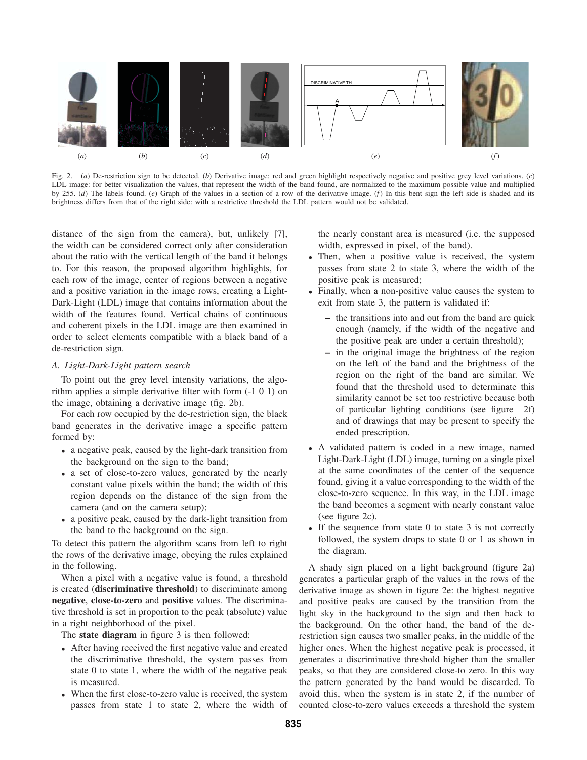Fig. 2. (*a*) De-restriction sign to be detected. (*b*) Derivative image: red and green highlight respectively negative and positive grey level variations. (*c*) LDL image: for better visualization the values, that represent the width of the band found, are normalized to the maximum possible value and multiplied by 255. (*d*) The labels found. (*e*) Graph of the values in a section of a row of the derivative image. (*f*) In this bent sign the left side is shaded and its brightness differs from that of the right side: with a restrictive threshold the LDL pattern would not be validated.

distance of the sign from the camera), but, unlikely [7], the width can be considered correct only after consideration about the ratio with the vertical length of the band it belongs to. For this reason, the proposed algorithm highlights, for each row of the image, center of regions between a negative and a positive variation in the image rows, creating a Light-Dark-Light (LDL) image that contains information about the width of the features found. Vertical chains of continuous and coherent pixels in the LDL image are then examined in order to select elements compatible with a black band of a de-restriction sign.

### A. Light-Dark-Light pattern search

To point out the grey level intensity variations, the algorithm applies a simple derivative filter with form (-1 0 1) on the image, obtaining a derivative image (fig. 2b).

For each row occupied by the de-restriction sign, the black band generates in the derivative image a specific pattern formed by:

- a negative peak, caused by the light-dark transition from the background on the sign to the band;
- a set of close-to-zero values, generated by the nearly constant value pixels within the band; the width of this region depends on the distance of the sign from the camera (and on the camera setup);
- a positive peak, caused by the dark-light transition from the band to the background on the sign.

To detect this pattern the algorithm scans from left to right the rows of the derivative image, obeying the rules explained in the following.

When a pixel with a negative value is found, a threshold is created (**discriminative threshold**) to discriminate among **negative**, **close-to-zero** and **positive** values. The discriminative threshold is set in proportion to the peak (absolute) value in a right neighborhood of the pixel.

The **state diagram** in figure 3 is then followed:

- After having received the first negative value and created the discriminative threshold, the system passes from state 0 to state 1, where the width of the negative peak is measured.
- When the first close-to-zero value is received, the system passes from state 1 to state 2, where the width of the nearly constant area is measured (i.e. the supposed width, expressed in pixel, of the band).
- Then, when a positive value is received, the system passes from state 2 to state 3, where the width of the positive peak is measured;
- Finally, when a non-positive value causes the system to exit from state 3, the pattern is validated if:
  - the transitions into and out from the band are quick enough (namely, if the width of the negative and the positive peak are under a certain threshold);
  - in the original image the brightness of the region on the left of the band and the brightness of the region on the right of the band are similar. We found that the threshold used to determinate this similarity cannot be set too restrictive because both of particular lighting conditions (see figure 2f) and of drawings that may be present to specify the ended prescription.
- A validated pattern is coded in a new image, named Light-Dark-Light (LDL) image, turning on a single pixel at the same coordinates of the center of the sequence found, giving it a value corresponding to the width of the close-to-zero sequence. In this way, in the LDL image the band becomes a segment with nearly constant value (see figure 2c).
- If the sequence from state 0 to state 3 is not correctly followed, the system drops to state 0 or 1 as shown in the diagram.

A shady sign placed on a light background (figure 2a) generates a particular graph of the values in the rows of the derivative image as shown in figure 2e: the highest negative and positive peaks are caused by the transition from the light sky in the background to the sign and then back to the background. On the other hand, the band of the de-restriction sign causes two smaller peaks, in the middle of the higher ones. When the highest negative peak is processed, it generates a discriminative threshold higher than the smaller peaks, so that they are considered close-to zero. In this way the pattern generated by the band would be discarded. To avoid this, when the system is in state 2, if the number of counted close-to-zero values exceeds a threshold the system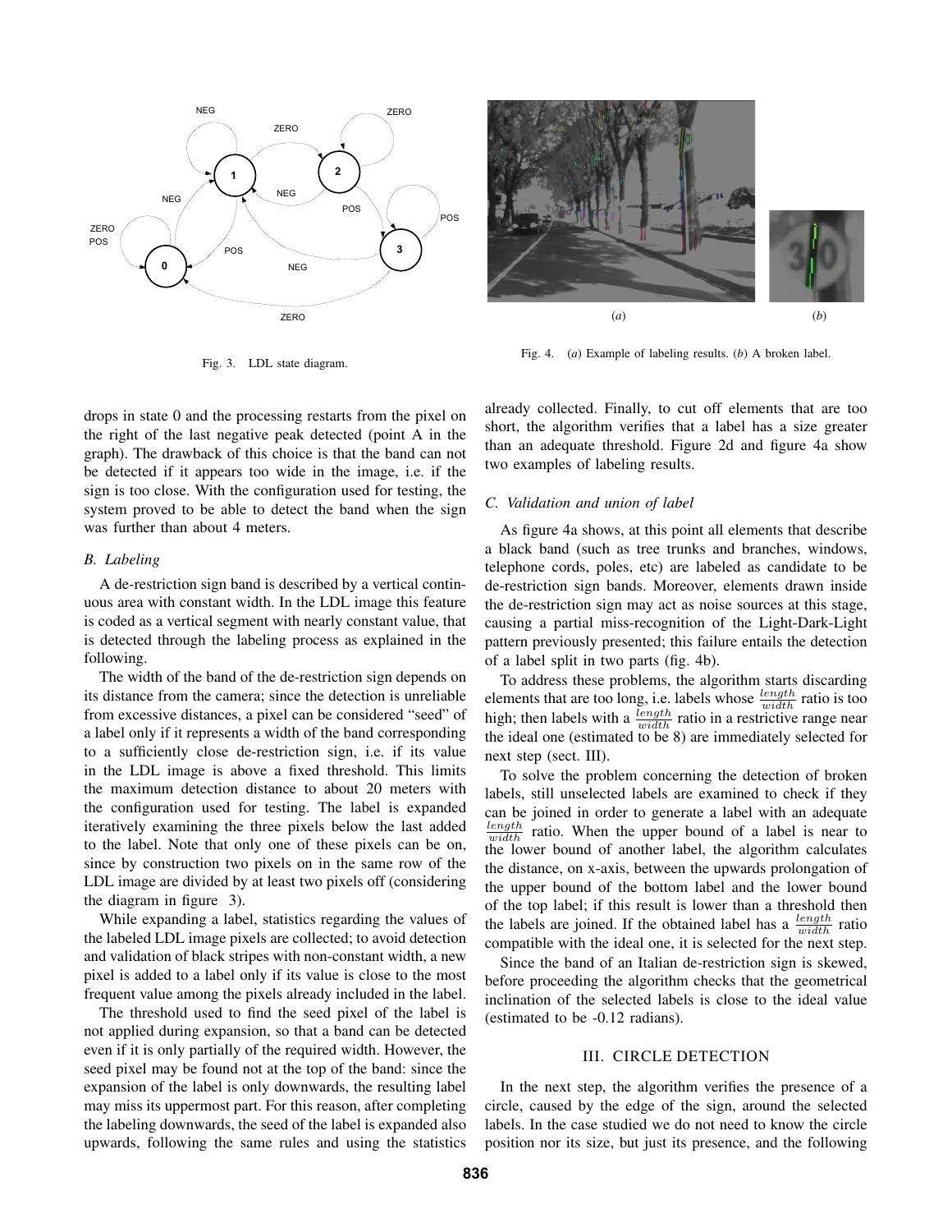Fig. 3. LDL state diagram.

Fig. 4. (*a*) Example of labeling results. (*b*) A broken label.

drops in state 0 and the processing restarts from the pixel on the right of the last negative peak detected (point A in the graph). The drawback of this choice is that the band can not be detected if it appears too wide in the image, i.e. if the sign is too close. With the configuration used for testing, the system proved to be able to detect the band when the sign was further than about 4 meters.

### *B. Labeling*

A de-restriction sign band is described by a vertical continuous area with constant width. In the LDL image this feature is coded as a vertical segment with nearly constant value, that is detected through the labeling process as explained in the following.

The width of the band of the de-restriction sign depends on its distance from the camera; since the detection is unreliable from excessive distances, a pixel can be considered "seed" of a label only if it represents a width of the band corresponding to a sufficiently close de-restriction sign, i.e. if its value in the LDL image is above a fixed threshold. This limits the maximum detection distance to about 20 meters with the configuration used for testing. The label is expanded iteratively examining the three pixels below the last added to the label. Note that only one of these pixels can be on, since by construction two pixels on in the same row of the LDL image are divided by at least two pixels off (considering the diagram in figure 3).

While expanding a label, statistics regarding the values of the labeled LDL image pixels are collected; to avoid detection and validation of black stripes with non-constant width, a new pixel is added to a label only if its value is close to the most frequent value among the pixels already included in the label.

The threshold used to find the seed pixel of the label is not applied during expansion, so that a band can be detected even if it is only partially of the required width. However, the seed pixel may be found not at the top of the band: since the expansion of the label is only downwards, the resulting label may miss its uppermost part. For this reason, after completing the labeling downwards, the seed of the label is expanded also upwards, following the same rules and using the statistics already collected. Finally, to cut off elements that are too short, the algorithm verifies that a label has a size greater than an adequate threshold. Figure 2d and figure 4a show two examples of labeling results.

### *C. Validation and union of label*

As figure 4a shows, at this point all elements that describe a black band (such as tree trunks and branches, windows, telephone cords, poles, etc) are labeled as candidate to be de-restriction sign bands. Moreover, elements drawn inside the de-restriction sign may act as noise sources at this stage, causing a partial miss-recognition of the Light-Dark-Light pattern previously presented; this failure entails the detection of a label split in two parts (fig. 4b).

To address these problems, the algorithm starts discarding elements that are too long, i.e. labels whose $\frac{length}{width}$ ratio is too high; then labels with a $\frac{length}{width}$ ratio in a restrictive range near the ideal one (estimated to be 8) are immediately selected for next step (sect. III).

To solve the problem concerning the detection of broken labels, still unselected labels are examined to check if they can be joined in order to generate a label with an adequate $\frac{length}{width}$ ratio. When the upper bound of a label is near to the lower bound of another label, the algorithm calculates the distance, on x-axis, between the upwards prolongation of the upper bound of the bottom label and the lower bound of the top label; if this result is lower than a threshold then the labels are joined. If the obtained label has a $\frac{length}{width}$ ratio compatible with the ideal one, it is selected for the next step.

Since the band of an Italian de-restriction sign is skewed, before proceeding the algorithm checks that the geometrical inclination of the selected labels is close to the ideal value (estimated to be -0.12 radians).

## III. CIRCLE DETECTION

In the next step, the algorithm verifies the presence of a circle, caused by the edge of the sign, around the selected labels. In the case studied we do not need to know the circle position nor its size, but just its presence, and the following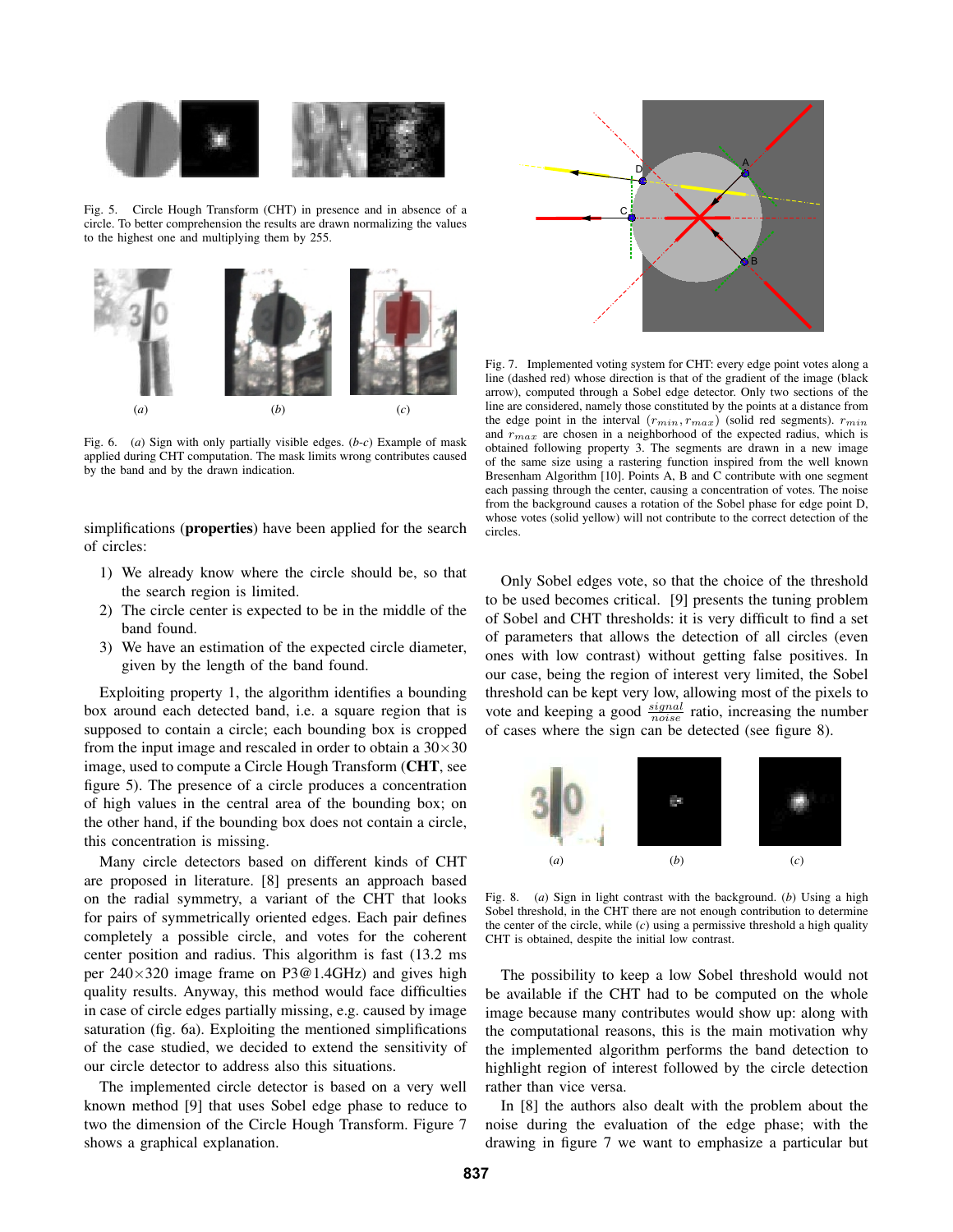Fig. 5. Circle Hough Transform (CHT) in presence and in absence of a circle. To better comprehension the results are drawn normalizing the values to the highest one and multiplying them by 255.

(a) (b) (c)

Fig. 6. (*a*) Sign with only partially visible edges. (*b*-*c*) Example of mask applied during CHT computation. The mask limits wrong contributes caused by the band and by the drawn indication.

simplifications (**properties**) have been applied for the search of circles:

1) We already know where the circle should be, so that the search region is limited.
2) The circle center is expected to be in the middle of the band found.
3) We have an estimation of the expected circle diameter, given by the length of the band found.

Exploiting property 1, the algorithm identifies a bounding box around each detected band, i.e. a square region that is supposed to contain a circle; each bounding box is cropped from the input image and rescaled in order to obtain a 30×30 image, used to compute a Circle Hough Transform (**CHT**, see figure 5). The presence of a circle produces a concentration of high values in the central area of the bounding box; on the other hand, if the bounding box does not contain a circle, this concentration is missing.

Many circle detectors based on different kinds of CHT are proposed in literature. [8] presents an approach based on the radial symmetry, a variant of the CHT that looks for pairs of symmetrically oriented edges. Each pair defines completely a possible circle, and votes for the coherent center position and radius. This algorithm is fast (13.2 ms per 240×320 image frame on P3@1.4GHz) and gives high quality results. Anyway, this method would face difficulties in case of circle edges partially missing, e.g. caused by image saturation (fig. 6a). Exploiting the mentioned simplifications of the case studied, we decided to extend the sensitivity of our circle detector to address also this situations.

The implemented circle detector is based on a very well known method [9] that uses Sobel edge phase to reduce to two the dimension of the Circle Hough Transform. Figure 7 shows a graphical explanation.

Fig. 7. Implemented voting system for CHT: every edge point votes along a line (dashed red) whose direction is that of the gradient of the image (black arrow), computed through a Sobel edge detector. Only two sections of the line are considered, namely those constituted by the points at a distance from the edge point in the interval $(r_{min}, r_{max})$ (solid red segments). $r_{min}$ and $r_{max}$ are chosen in a neighborhood of the expected radius, which is obtained following property 3. The segments are drawn in a new image of the same size using a rastering function inspired from the well known Bresenham Algorithm [10]. Points A, B and C contribute with one segment each passing through the center, causing a concentration of votes. The noise from the background causes a rotation of the Sobel phase for edge point D, whose votes (solid yellow) will not contribute to the correct detection of the circles.

Only Sobel edges vote, so that the choice of the threshold to be used becomes critical. [9] presents the tuning problem of Sobel and CHT thresholds: it is very difficult to find a set of parameters that allows the detection of all circles (even ones with low contrast) without getting false positives. In our case, being the region of interest very limited, the Sobel threshold can be kept very low, allowing most of the pixels to vote and keeping a good $\frac{signal}{noise}$ ratio, increasing the number of cases where the sign can be detected (see figure 8).

(a) (b) (c)

Fig. 8. (*a*) Sign in light contrast with the background. (*b*) Using a high Sobel threshold, in the CHT there are not enough contribution to determine the center of the circle, while (*c*) using a permissive threshold a high quality CHT is obtained, despite the initial low contrast.

The possibility to keep a low Sobel threshold would not be available if the CHT had to be computed on the whole image because many contributes would show up: along with the computational reasons, this is the main motivation why the implemented algorithm performs the band detection to highlight region of interest followed by the circle detection rather than vice versa.

In [8] the authors also dealt with the problem about the noise during the evaluation of the edge phase; with the drawing in figure 7 we want to emphasize a particular but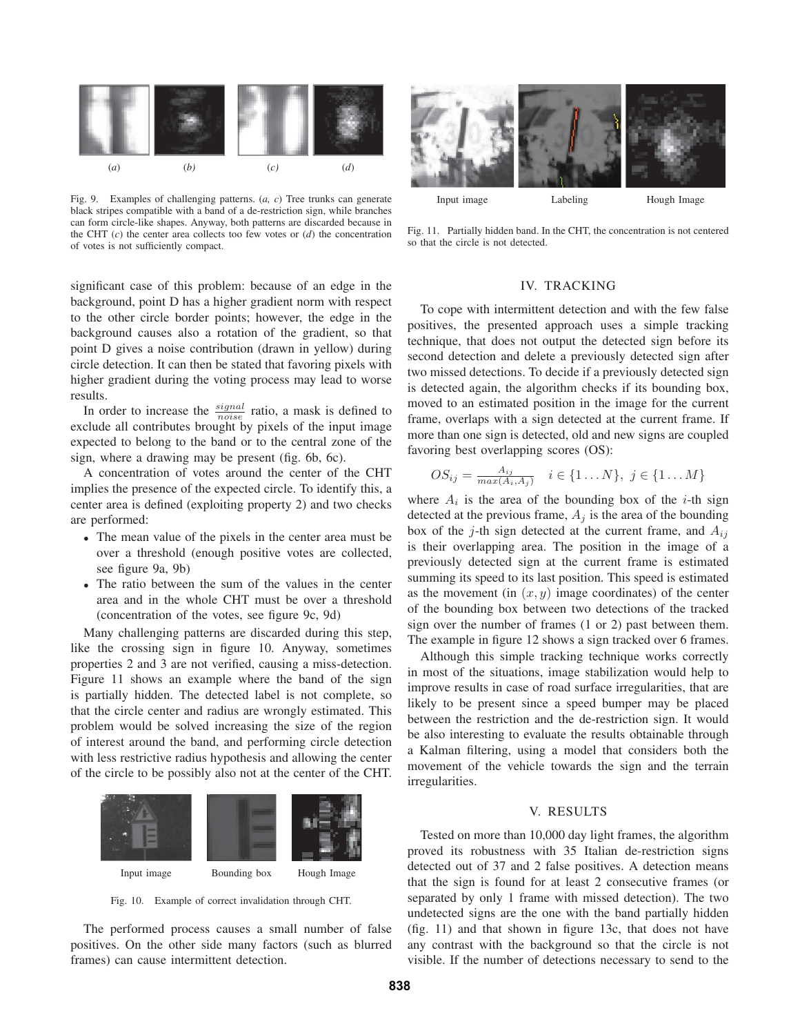(a) (b) (c) (d)

Fig. 9. Examples of challenging patterns. (*a, c*) Tree trunks can generate black stripes compatible with a band of a de-restriction sign, while branches can form circle-like shapes. Anyway, both patterns are discarded because in the CHT (*c*) the center area collects too few votes or (*d*) the concentration of votes is not sufficiently compact.

significant case of this problem: because of an edge in the background, point D has a higher gradient norm with respect to the other circle border points; however, the edge in the background causes also a rotation of the gradient, so that point D gives a noise contribution (drawn in yellow) during circle detection. It can then be stated that favoring pixels with higher gradient during the voting process may lead to worse results.

In order to increase the $\frac{signal}{noise}$ ratio, a mask is defined to exclude all contributes brought by pixels of the input image expected to belong to the band or to the central zone of the sign, where a drawing may be present (fig. 6b, 6c).

A concentration of votes around the center of the CHT implies the presence of the expected circle. To identify this, a center area is defined (exploiting property 2) and two checks are performed:

- The mean value of the pixels in the center area must be over a threshold (enough positive votes are collected, see figure 9a, 9b)
- The ratio between the sum of the values in the center area and in the whole CHT must be over a threshold (concentration of the votes, see figure 9c, 9d)

Many challenging patterns are discarded during this step, like the crossing sign in figure 10. Anyway, sometimes properties 2 and 3 are not verified, causing a miss-detection. Figure 11 shows an example where the band of the sign is partially hidden. The detected label is not complete, so that the circle center and radius are wrongly estimated. This problem would be solved increasing the size of the region of interest around the band, and performing circle detection with less restrictive radius hypothesis and allowing the center of the circle to be possibly also not at the center of the CHT.

Input image Bounding box Hough Image

Fig. 10. Example of correct invalidation through CHT.

The performed process causes a small number of false positives. On the other side many factors (such as blurred frames) can cause intermittent detection.

Input image Labeling Hough Image

Fig. 11. Partially hidden band. In the CHT, the concentration is not centered so that the circle is not detected.

## IV. TRACKING

To cope with intermittent detection and with the few false positives, the presented approach uses a simple tracking technique, that does not output the detected sign before its second detection and delete a previously detected sign after two missed detections. To decide if a previously detected sign is detected again, the algorithm checks if its bounding box, moved to an estimated position in the image for the current frame, overlaps with a sign detected at the current frame. If more than one sign is detected, old and new signs are coupled favoring best overlapping scores (OS):

$$OS_{ij} = \frac{A_{ij}}{max(A_i, A_j)} \quad i \in \{1 \dots N\},\ j \in \{1 \dots M\}$$

where $A_i$ is the area of the bounding box of the $i$-th sign detected at the previous frame, $A_j$ is the area of the bounding box of the $j$-th sign detected at the current frame, and $A_{ij}$ is their overlapping area. The position in the image of a previously detected sign at the current frame is estimated summing its speed to its last position. This speed is estimated as the movement (in $(x, y)$ image coordinates) of the center of the bounding box between two detections of the tracked sign over the number of frames (1 or 2) past between them. The example in figure 12 shows a sign tracked over 6 frames.

Although this simple tracking technique works correctly in most of the situations, image stabilization would help to improve results in case of road surface irregularities, that are likely to be present since a speed bumper may be placed between the restriction and the de-restriction sign. It would be also interesting to evaluate the results obtainable through a Kalman filtering, using a model that considers both the movement of the vehicle towards the sign and the terrain irregularities.

## V. RESULTS

Tested on more than 10,000 day light frames, the algorithm proved its robustness with 35 Italian de-restriction signs detected out of 37 and 2 false positives. A detection means that the sign is found for at least 2 consecutive frames (or separated by only 1 frame with missed detection). The two undetected signs are the one with the band partially hidden (fig. 11) and that shown in figure 13c, that does not have any contrast with the background so that the circle is not visible. If the number of detections necessary to send to the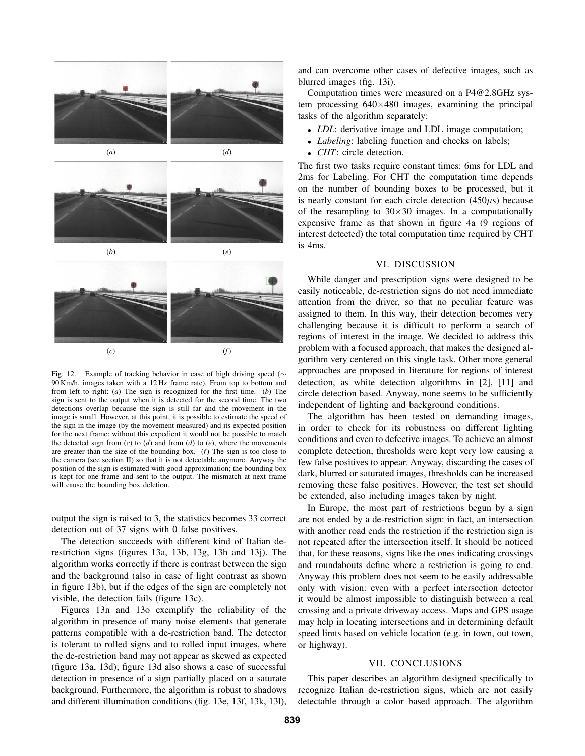(*a*) (*d*)

(*b*) (*e*)

(*c*) (*f*)

Fig. 12. Example of tracking behavior in case of high driving speed ($\sim$ 90 Km/h, images taken with a 12 Hz frame rate). From top to bottom and from left to right: (*a*) The sign is recognized for the first time. (*b*) The sign is sent to the output when it is detected for the second time. The two detections overlap because the sign is still far and the movement in the image is small. However, at this point, it is possible to estimate the speed of the sign in the image (by the movement measured) and its expected position for the next frame: without this expedient it would not be possible to match the detected sign from (*c*) to (*d*) and from (*d*) to (*e*), where the movements are greater than the size of the bounding box. (*f*) The sign is too close to the camera (see section II) so that it is not detectable anymore. Anyway the position of the sign is estimated with good approximation; the bounding box is kept for one frame and sent to the output. The mismatch at next frame will cause the bounding box deletion.

output the sign is raised to 3, the statistics becomes 33 correct detection out of 37 signs with 0 false positives.

The detection succeeds with different kind of Italian de-restriction signs (figures 13a, 13b, 13g, 13h and 13j). The algorithm works correctly if there is contrast between the sign and the background (also in case of light contrast as shown in figure 13b), but if the edges of the sign are completely not visible, the detection fails (figure 13c).

Figures 13n and 13o exemplify the reliability of the algorithm in presence of many noise elements that generate patterns compatible with a de-restriction band. The detector is tolerant to rolled signs and to rolled input images, where the de-restriction band may not appear as skewed as expected (figure 13a, 13d); figure 13d also shows a case of successful detection in presence of a sign partially placed on a saturate background. Furthermore, the algorithm is robust to shadows and different illumination conditions (fig. 13e, 13f, 13k, 13l), and can overcome other cases of defective images, such as blurred images (fig. 13i).

Computation times were measured on a P4@2.8GHz system processing 640×480 images, examining the principal tasks of the algorithm separately:

- *LDL*: derivative image and LDL image computation;
- *Labeling*: labeling function and checks on labels;
- *CHT*: circle detection.

The first two tasks require constant times: 6ms for LDL and 2ms for Labeling. For CHT the computation time depends on the number of bounding boxes to be processed, but it is nearly constant for each circle detection (450$\mu$s) because of the resampling to 30×30 images. In a computationally expensive frame as that shown in figure 4a (9 regions of interest detected) the total computation time required by CHT is 4ms.

## VI. DISCUSSION

While danger and prescription signs were designed to be easily noticeable, de-restriction signs do not need immediate attention from the driver, so that no peculiar feature was assigned to them. In this way, their detection becomes very challenging because it is difficult to perform a search of regions of interest in the image. We decided to address this problem with a focused approach, that makes the designed algorithm very centered on this single task. Other more general approaches are proposed in literature for regions of interest detection, as white detection algorithms in [2], [11] and circle detection based. Anyway, none seems to be sufficiently independent of lighting and background conditions.

The algorithm has been tested on demanding images, in order to check for its robustness on different lighting conditions and even to defective images. To achieve an almost complete detection, thresholds were kept very low causing a few false positives to appear. Anyway, discarding the cases of dark, blurred or saturated images, thresholds can be increased removing these false positives. However, the test set should be extended, also including images taken by night.

In Europe, the most part of restrictions begun by a sign are not ended by a de-restriction sign: in fact, an intersection with another road ends the restriction if the restriction sign is not repeated after the intersection itself. It should be noticed that, for these reasons, signs like the ones indicating crossings and roundabouts define where a restriction is going to end. Anyway this problem does not seem to be easily addressable only with vision: even with a perfect intersection detector it would be almost impossible to distinguish between a real crossing and a private driveway access. Maps and GPS usage may help in locating intersections and in determining default speed limts based on vehicle location (e.g. in town, out town, or highway).

## VII. CONCLUSIONS

This paper describes an algorithm designed specifically to recognize Italian de-restriction signs, which are not easily detectable through a color based approach. The algorithm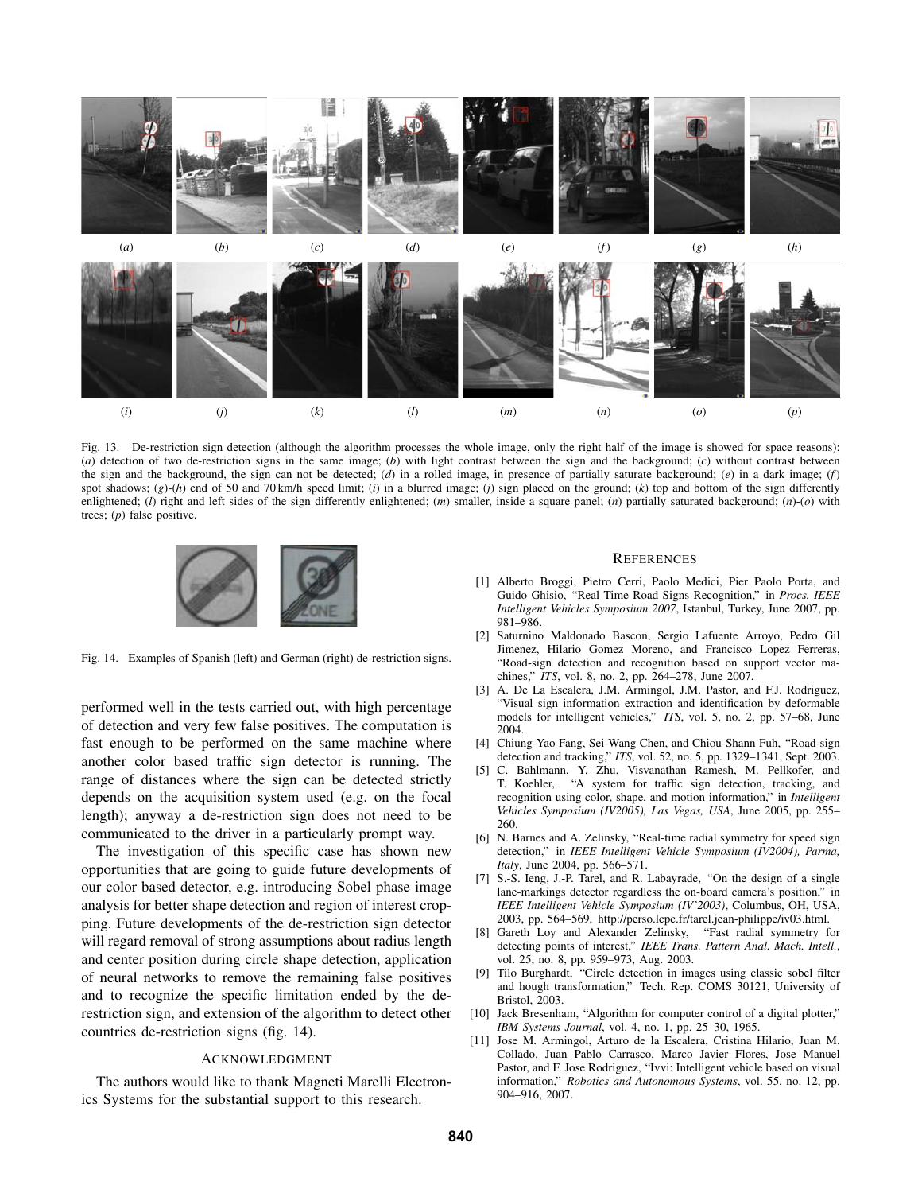(*a*) (*b*) (*c*) (*d*) (*e*) (*f*) (*g*) (*h*)

(*i*) (*j*) (*k*) (*l*) (*m*) (*n*) (*o*) (*p*)

Fig. 13. De-restriction sign detection (although the algorithm processes the whole image, only the right half of the image is showed for space reasons): (*a*) detection of two de-restriction signs in the same image; (*b*) with light contrast between the sign and the background; (*c*) without contrast between the sign and the background, the sign can not be detected; (*d*) in a rolled image, in presence of partially saturate background; (*e*) in a dark image; (*f*) spot shadows; (*g*)-(*h*) end of 50 and 70 km/h speed limit; (*i*) in a blurred image; (*j*) sign placed on the ground; (*k*) top and bottom of the sign differently enlightened; (*l*) right and left sides of the sign differently enlightened; (*m*) smaller, inside a square panel; (*n*) partially saturated background; (*n*)-(*o*) with trees; (*p*) false positive.

Fig. 14. Examples of Spanish (left) and German (right) de-restriction signs.

performed well in the tests carried out, with high percentage of detection and very few false positives. The computation is fast enough to be performed on the same machine where another color based traffic sign detector is running. The range of distances where the sign can be detected strictly depends on the acquisition system used (e.g. on the focal length); anyway a de-restriction sign does not need to be communicated to the driver in a particularly prompt way.

The investigation of this specific case has shown new opportunities that are going to guide future developments of our color based detector, e.g. introducing Sobel phase image analysis for better shape detection and region of interest cropping. Future developments of the de-restriction sign detector will regard removal of strong assumptions about radius length and center position during circle shape detection, application of neural networks to remove the remaining false positives and to recognize the specific limitation ended by the de-restriction sign, and extension of the algorithm to detect other countries de-restriction signs (fig. 14).

## Acknowledgment

The authors would like to thank Magneti Marelli Electronics Systems for the substantial support to this research.

## References

[1] Alberto Broggi, Pietro Cerri, Paolo Medici, Pier Paolo Porta, and Guido Ghisio, "Real Time Road Signs Recognition," in *Procs. IEEE Intelligent Vehicles Symposium 2007*, Istanbul, Turkey, June 2007, pp. 981–986.

[2] Saturnino Maldonado Bascon, Sergio Lafuente Arroyo, Pedro Gil Jimenez, Hilario Gomez Moreno, and Francisco Lopez Ferreras, "Road-sign detection and recognition based on support vector machines," *ITS*, vol. 8, no. 2, pp. 264–278, June 2007.

[3] A. De La Escalera, J.M. Armingol, J.M. Pastor, and F.J. Rodriguez, "Visual sign information extraction and identification by deformable models for intelligent vehicles," *ITS*, vol. 5, no. 2, pp. 57–68, June 2004.

[4] Chiung-Yao Fang, Sei-Wang Chen, and Chiou-Shann Fuh, "Road-sign detection and tracking," *ITS*, vol. 52, no. 5, pp. 1329–1341, Sept. 2003.

[5] C. Bahlmann, Y. Zhu, Visvanathan Ramesh, M. Pellkofer, and T. Koehler, "A system for traffic sign detection, tracking, and recognition using color, shape, and motion information," in *Intelligent Vehicles Symposium (IV2005), Las Vegas, USA*, June 2005, pp. 255–260.

[6] N. Barnes and A. Zelinsky, "Real-time radial symmetry for speed sign detection," in *IEEE Intelligent Vehicle Symposium (IV2004), Parma, Italy*, June 2004, pp. 566–571.

[7] S.-S. Ieng, J.-P. Tarel, and R. Labayrade, "On the design of a single lane-markings detector regardless the on-board camera's position," in *IEEE Intelligent Vehicle Symposium (IV'2003)*, Columbus, OH, USA, 2003, pp. 564–569, http://perso.lcpc.fr/tarel.jean-philippe/iv03.html.

[8] Gareth Loy and Alexander Zelinsky, "Fast radial symmetry for detecting points of interest," *IEEE Trans. Pattern Anal. Mach. Intell.*, vol. 25, no. 8, pp. 959–973, Aug. 2003.

[9] Tilo Burghardt, "Circle detection in images using classic sobel filter and hough transformation," Tech. Rep. COMS 30121, University of Bristol, 2003.

[10] Jack Bresenham, "Algorithm for computer control of a digital plotter," *IBM Systems Journal*, vol. 4, no. 1, pp. 25–30, 1965.

[11] Jose M. Armingol, Arturo de la Escalera, Cristina Hilario, Juan M. Collado, Juan Pablo Carrasco, Marco Javier Flores, Jose Manuel Pastor, and F. Jose Rodriguez, "Ivvi: Intelligent vehicle based on visual information," *Robotics and Autonomous Systems*, vol. 55, no. 12, pp. 904–916, 2007.